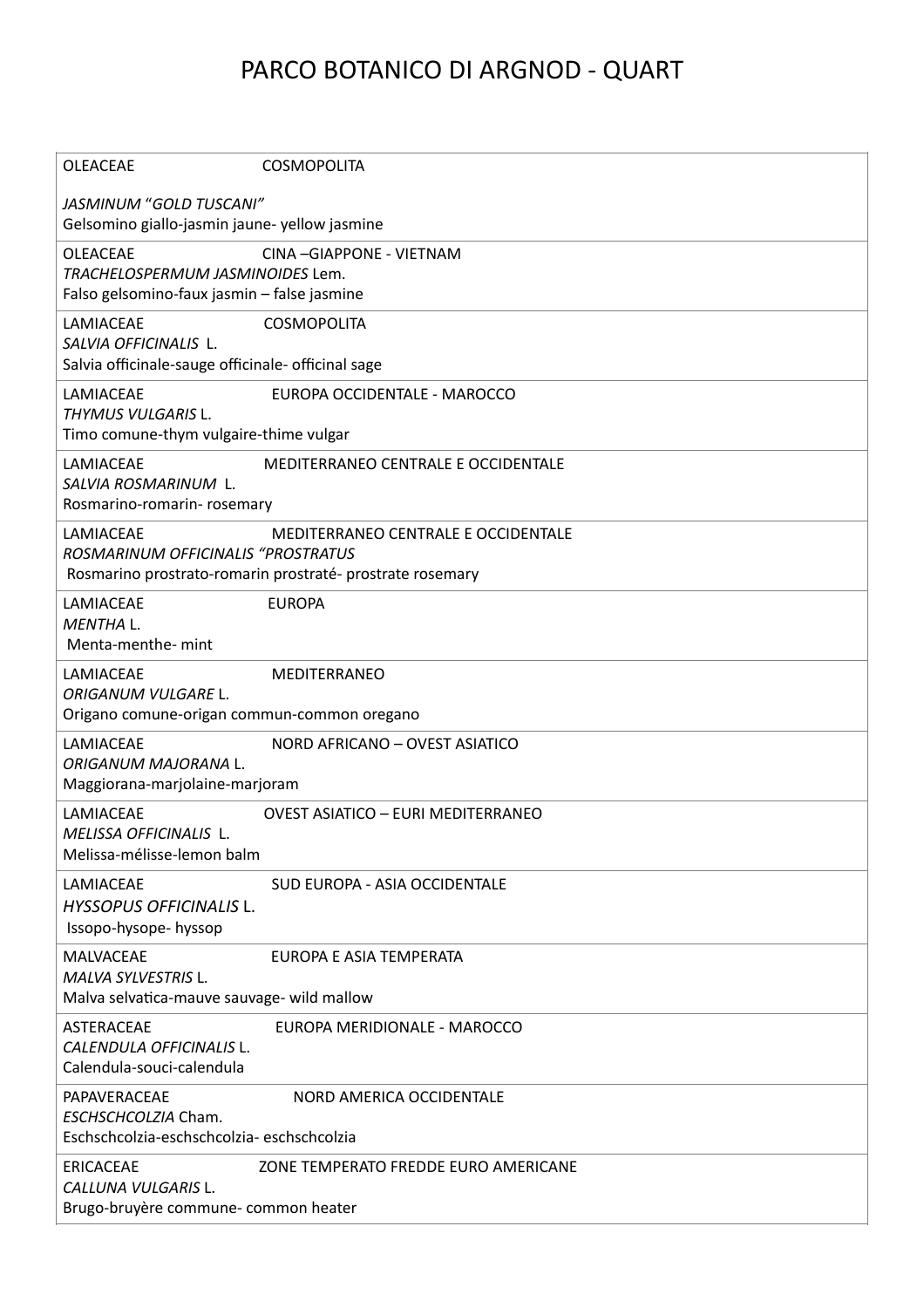# PARCO BOTANICO DI ARGNOD - QUART

| |
|---|
| OLEACEAE COSMOPOLITA<br><br>*JASMINUM "GOLD TUSCANI"*<br>Gelsomino giallo-jasmin jaune- yellow jasmine |
| OLEACEAE CINA –GIAPPONE - VIETNAM<br>*TRACHELOSPERMUM JASMINOIDES* Lem.<br>Falso gelsomino-faux jasmin – false jasmine |
| LAMIACEAE COSMOPOLITA<br>*SALVIA OFFICINALIS* L.<br>Salvia officinale-sauge officinale- officinal sage |
| LAMIACEAE EUROPA OCCIDENTALE - MAROCCO<br>*THYMUS VULGARIS* L.<br>Timo comune-thym vulgaire-thime vulgar |
| LAMIACEAE MEDITERRANEO CENTRALE E OCCIDENTALE<br>*SALVIA ROSMARINUM* L.<br>Rosmarino-romarin- rosemary |
| LAMIACEAE MEDITERRANEO CENTRALE E OCCIDENTALE<br>*ROSMARINUM OFFICINALIS "PROSTRATUS*<br>Rosmarino prostrato-romarin prostraté- prostrate rosemary |
| LAMIACEAE EUROPA<br>*MENTHA* L.<br>Menta-menthe- mint |
| LAMIACEAE MEDITERRANEO<br>*ORIGANUM VULGARE* L.<br>Origano comune-origan commun-common oregano |
| LAMIACEAE NORD AFRICANO – OVEST ASIATICO<br>*ORIGANUM MAJORANA* L.<br>Maggiorana-marjolaine-marjoram |
| LAMIACEAE OVEST ASIATICO – EURI MEDITERRANEO<br>*MELISSA OFFICINALIS* L.<br>Melissa-mélisse-lemon balm |
| LAMIACEAE SUD EUROPA - ASIA OCCIDENTALE<br>*HYSSOPUS OFFICINALIS* L.<br>Issopo-hysope- hyssop |
| MALVACEAE EUROPA E ASIA TEMPERATA<br>*MALVA SYLVESTRIS* L.<br>Malva selvatica-mauve sauvage- wild mallow |
| ASTERACEAE EUROPA MERIDIONALE - MAROCCO<br>*CALENDULA OFFICINALIS* L.<br>Calendula-souci-calendula |
| PAPAVERACEAE NORD AMERICA OCCIDENTALE<br>*ESCHSCHCOLZIA* Cham.<br>Eschschcolzia-eschschcolzia- eschschcolzia |
| ERICACEAE ZONE TEMPERATO FREDDE EURO AMERICANE<br>*CALLUNA VULGARIS* L.<br>Brugo-bruyère commune- common heater |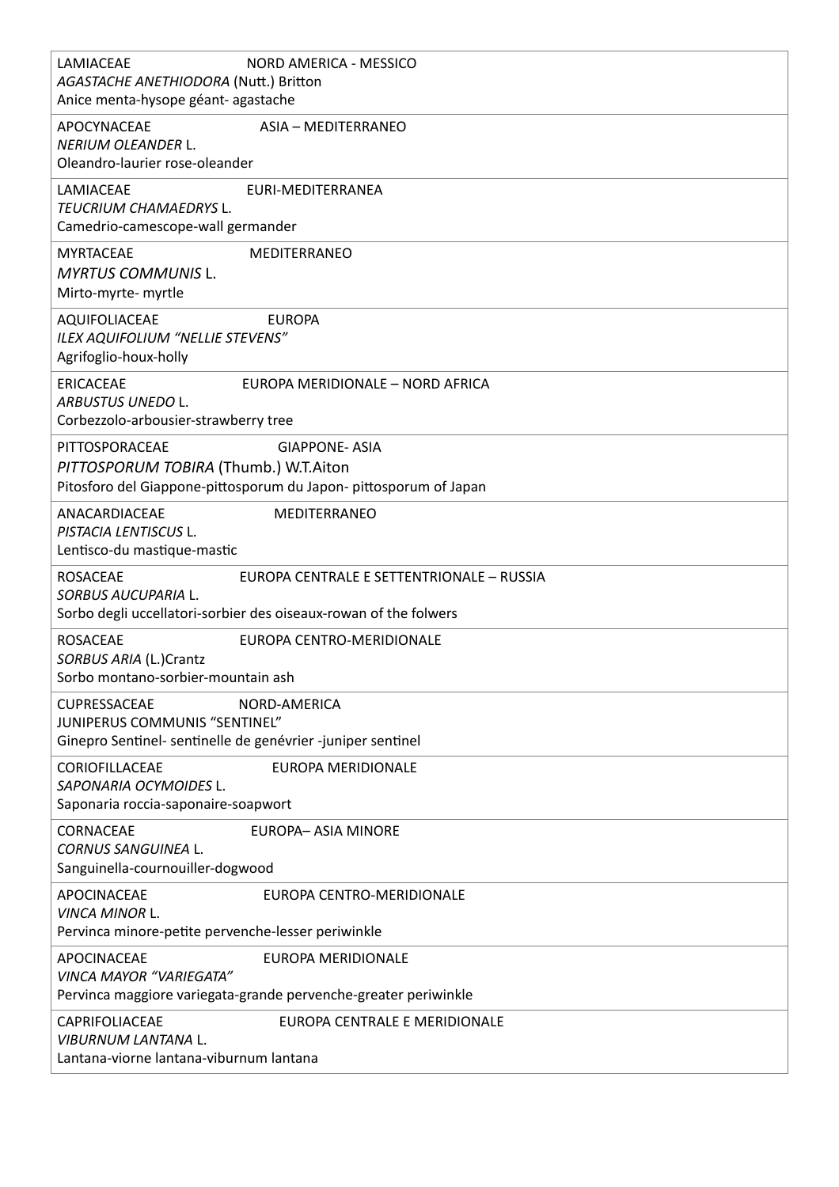LAMIACEAE NORD AMERICA - MESSICO
*AGASTACHE ANETHIODORA* (Nutt.) Britton
Anice menta-hysope géant- agastache

---

APOCYNACEAE ASIA – MEDITERRANEO
*NERIUM OLEANDER* L.
Oleandro-laurier rose-oleander

---

LAMIACEAE EURI-MEDITERRANEA
*TEUCRIUM CHAMAEDRYS* L.
Camedrio-camescope-wall germander

---

MYRTACEAE MEDITERRANEO
*MYRTUS COMMUNIS* L.
Mirto-myrte- myrtle

---

AQUIFOLIACEAE EUROPA
*ILEX AQUIFOLIUM "NELLIE STEVENS"*
Agrifoglio-houx-holly

---

ERICACEAE EUROPA MERIDIONALE – NORD AFRICA
*ARBUSTUS UNEDO* L.
Corbezzolo-arbousier-strawberry tree

---

PITTOSPORACEAE GIAPPONE- ASIA
*PITTOSPORUM TOBIRA* (Thumb.) W.T.Aiton
Pitosforo del Giappone-pittosporum du Japon- pittosporum of Japan

---

ANACARDIACEAE MEDITERRANEO
*PISTACIA LENTISCUS* L.
Lentisco-du mastique-mastic

---

ROSACEAE EUROPA CENTRALE E SETTENTRIONALE – RUSSIA
*SORBUS AUCUPARIA* L.
Sorbo degli uccellatori-sorbier des oiseaux-rowan of the folwers

---

ROSACEAE EUROPA CENTRO-MERIDIONALE
*SORBUS ARIA* (L.)Crantz
Sorbo montano-sorbier-mountain ash

---

CUPRESSACEAE NORD-AMERICA
JUNIPERUS COMMUNIS "SENTINEL"
Ginepro Sentinel- sentinelle de genévrier -juniper sentinel

---

CORIOFILLACEAE EUROPA MERIDIONALE
*SAPONARIA OCYMOIDES* L.
Saponaria roccia-saponaire-soapwort

---

CORNACEAE EUROPA– ASIA MINORE
*CORNUS SANGUINEA* L.
Sanguinella-cournouiller-dogwood

---

APOCINACEAE EUROPA CENTRO-MERIDIONALE
*VINCA MINOR* L.
Pervinca minore-petite pervenche-lesser periwinkle

---

APOCINACEAE EUROPA MERIDIONALE
*VINCA MAYOR "VARIEGATA"*
Pervinca maggiore variegata-grande pervenche-greater periwinkle

---

CAPRIFOLIACEAE EUROPA CENTRALE E MERIDIONALE
*VIBURNUM LANTANA* L.
Lantana-viorne lantana-viburnum lantana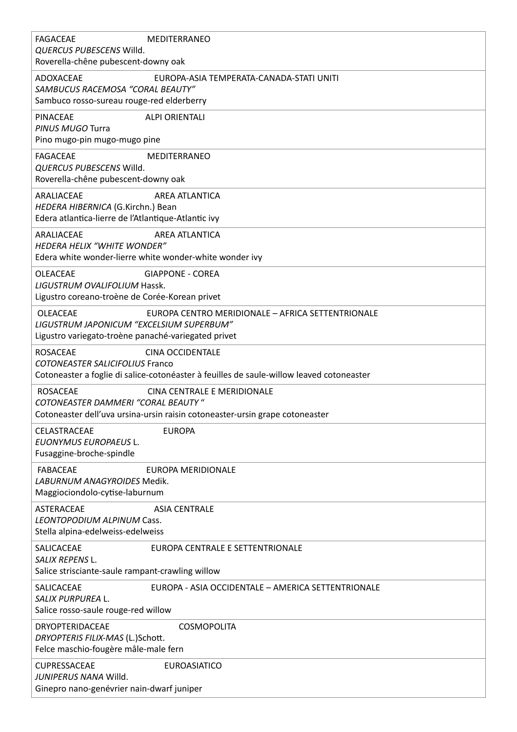| |
|---|
| FAGACEAE MEDITERRANEO<br>*QUERCUS PUBESCENS* Willd.<br>Roverella-chêne pubescent-downy oak |
| ADOXACEAE EUROPA-ASIA TEMPERATA-CANADA-STATI UNITI<br>*SAMBUCUS RACEMOSA "CORAL BEAUTY"*<br>Sambuco rosso-sureau rouge-red elderberry |
| PINACEAE ALPI ORIENTALI<br>*PINUS MUGO* Turra<br>Pino mugo-pin mugo-mugo pine |
| FAGACEAE MEDITERRANEO<br>*QUERCUS PUBESCENS* Willd.<br>Roverella-chêne pubescent-downy oak |
| ARALIACEAE AREA ATLANTICA<br>*HEDERA HIBERNICA* (G.Kirchn.) Bean<br>Edera atlantica-lierre de l'Atlantique-Atlantic ivy |
| ARALIACEAE AREA ATLANTICA<br>*HEDERA HELIX "WHITE WONDER"*<br>Edera white wonder-lierre white wonder-white wonder ivy |
| OLEACEAE GIAPPONE - COREA<br>*LIGUSTRUM OVALIFOLIUM* Hassk.<br>Ligustro coreano-troène de Corée-Korean privet |
| OLEACEAE EUROPA CENTRO MERIDIONALE – AFRICA SETTENTRIONALE<br>*LIGUSTRUM JAPONICUM "EXCELSIUM SUPERBUM"*<br>Ligustro variegato-troène panaché-variegated privet |
| ROSACEAE CINA OCCIDENTALE<br>*COTONEASTER SALICIFOLIUS* Franco<br>Cotoneaster a foglie di salice-cotonéaster à feuilles de saule-willow leaved cotoneaster |
| ROSACEAE CINA CENTRALE E MERIDIONALE<br>*COTONEASTER DAMMERI "CORAL BEAUTY "*<br>Cotoneaster dell'uva ursina-ursin raisin cotoneaster-ursin grape cotoneaster |
| CELASTRACEAE EUROPA<br>*EUONYMUS EUROPAEUS* L.<br>Fusaggine-broche-spindle |
| FABACEAE EUROPA MERIDIONALE<br>*LABURNUM ANAGYROIDES* Medik.<br>Maggiociondolo-cytise-laburnum |
| ASTERACEAE ASIA CENTRALE<br>*LEONTOPODIUM ALPINUM* Cass.<br>Stella alpina-edelweiss-edelweiss |
| SALICACEAE EUROPA CENTRALE E SETTENTRIONALE<br>*SALIX REPENS* L.<br>Salice strisciante-saule rampant-crawling willow |
| SALICACEAE EUROPA - ASIA OCCIDENTALE – AMERICA SETTENTRIONALE<br>*SALIX PURPUREA* L.<br>Salice rosso-saule rouge-red willow |
| DRYOPTERIDACEAE COSMOPOLITA<br>*DRYOPTERIS FILIX-MAS* (L.)Schott.<br>Felce maschio-fougère mâle-male fern |
| CUPRESSACEAE EUROASIATICO<br>*JUNIPERUS NANA* Willd.<br>Ginepro nano-genévrier nain-dwarf juniper |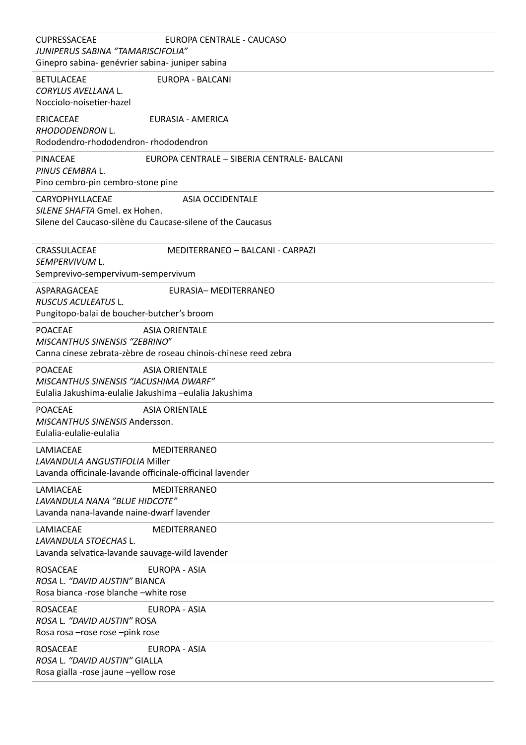| |
|---|
| CUPRESSACEAE EUROPA CENTRALE - CAUCASO<br>*JUNIPERUS SABINA "TAMARISCIFOLIA"*<br>Ginepro sabina- genévrier sabina- juniper sabina |
| BETULACEAE EUROPA - BALCANI<br>*CORYLUS AVELLANA* L.<br>Nocciolo-noisetier-hazel |
| ERICACEAE EURASIA - AMERICA<br>*RHODODENDRON* L.<br>Rododendro-rhododendron- rhododendron |
| PINACEAE EUROPA CENTRALE – SIBERIA CENTRALE- BALCANI<br>*PINUS CEMBRA* L.<br>Pino cembro-pin cembro-stone pine |
| CARYOPHYLLACEAE ASIA OCCIDENTALE<br>*SILENE SHAFTA* Gmel. ex Hohen.<br>Silene del Caucaso-silène du Caucase-silene of the Caucasus |
| CRASSULACEAE MEDITERRANEO – BALCANI - CARPAZI<br>*SEMPERVIVUM* L.<br>Semprevivo-sempervivum-sempervivum |
| ASPARAGACEAE EURASIA– MEDITERRANEO<br>*RUSCUS ACULEATUS* L.<br>Pungitopo-balai de boucher-butcher's broom |
| POACEAE ASIA ORIENTALE<br>*MISCANTHUS SINENSIS "ZEBRINO"*<br>Canna cinese zebrata-zèbre de roseau chinois-chinese reed zebra |
| POACEAE ASIA ORIENTALE<br>*MISCANTHUS SINENSIS "JACUSHIMA DWARF"*<br>Eulalia Jakushima-eulalie Jakushima –eulalia Jakushima |
| POACEAE ASIA ORIENTALE<br>*MISCANTHUS SINENSIS* Andersson.<br>Eulalia-eulalie-eulalia |
| LAMIACEAE MEDITERRANEO<br>*LAVANDULA ANGUSTIFOLIA* Miller<br>Lavanda officinale-lavande officinale-officinal lavender |
| LAMIACEAE MEDITERRANEO<br>*LAVANDULA NANA "BLUE HIDCOTE"*<br>Lavanda nana-lavande naine-dwarf lavender |
| LAMIACEAE MEDITERRANEO<br>*LAVANDULA STOECHAS* L.<br>Lavanda selvatica-lavande sauvage-wild lavender |
| ROSACEAE EUROPA - ASIA<br>*ROSA* L. *"DAVID AUSTIN"* BIANCA<br>Rosa bianca -rose blanche –white rose |
| ROSACEAE EUROPA - ASIA<br>*ROSA* L. *"DAVID AUSTIN"* ROSA<br>Rosa rosa –rose rose –pink rose |
| ROSACEAE EUROPA - ASIA<br>*ROSA* L. *"DAVID AUSTIN"* GIALLA<br>Rosa gialla -rose jaune –yellow rose |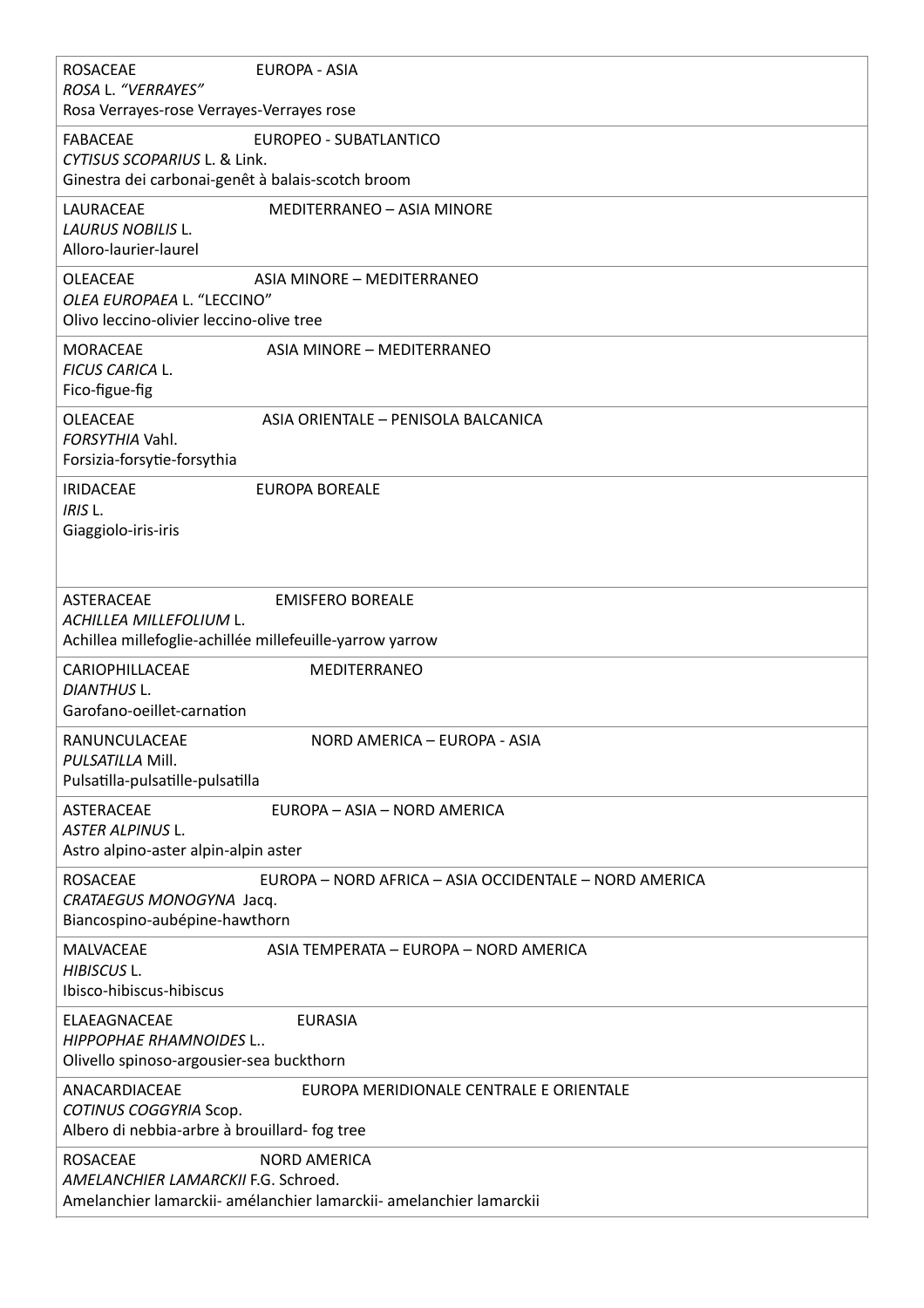| ROSACEAE EUROPA - ASIA<br>*ROSA* L. *"VERRAYES"*<br>Rosa Verrayes-rose Verrayes-Verrayes rose |
|---|
| FABACEAE EUROPEO - SUBATLANTICO<br>*CYTISUS SCOPARIUS* L. & Link.<br>Ginestra dei carbonai-genêt à balais-scotch broom |
| LAURACEAE MEDITERRANEO – ASIA MINORE<br>*LAURUS NOBILIS* L.<br>Alloro-laurier-laurel |
| OLEACEAE ASIA MINORE – MEDITERRANEO<br>*OLEA EUROPAEA* L. "LECCINO"<br>Olivo leccino-olivier leccino-olive tree |
| MORACEAE ASIA MINORE – MEDITERRANEO<br>*FICUS CARICA* L.<br>Fico-figue-fig |
| OLEACEAE ASIA ORIENTALE – PENISOLA BALCANICA<br>*FORSYTHIA* Vahl.<br>Forsizia-forsytie-forsythia |
| IRIDACEAE EUROPA BOREALE<br>*IRIS* L.<br>Giaggiolo-iris-iris |
| ASTERACEAE EMISFERO BOREALE<br>*ACHILLEA MILLEFOLIUM* L.<br>Achillea millefoglie-achillée millefeuille-yarrow yarrow |
| CARIOPHILLACEAE MEDITERRANEO<br>*DIANTHUS* L.<br>Garofano-oeillet-carnation |
| RANUNCULACEAE NORD AMERICA – EUROPA - ASIA<br>*PULSATILLA* Mill.<br>Pulsatilla-pulsatille-pulsatilla |
| ASTERACEAE EUROPA – ASIA – NORD AMERICA<br>*ASTER ALPINUS* L.<br>Astro alpino-aster alpin-alpin aster |
| ROSACEAE EUROPA – NORD AFRICA – ASIA OCCIDENTALE – NORD AMERICA<br>*CRATAEGUS MONOGYNA* Jacq.<br>Biancospino-aubépine-hawthorn |
| MALVACEAE ASIA TEMPERATA – EUROPA – NORD AMERICA<br>*HIBISCUS* L.<br>Ibisco-hibiscus-hibiscus |
| ELAEAGNACEAE EURASIA<br>*HIPPOPHAE RHAMNOIDES* L..<br>Olivello spinoso-argousier-sea buckthorn |
| ANACARDIACEAE EUROPA MERIDIONALE CENTRALE E ORIENTALE<br>*COTINUS COGGYRIA* Scop.<br>Albero di nebbia-arbre à brouillard- fog tree |
| ROSACEAE NORD AMERICA<br>*AMELANCHIER LAMARCKII* F.G. Schroed.<br>Amelanchier lamarckii- amélanchier lamarckii- amelanchier lamarckii |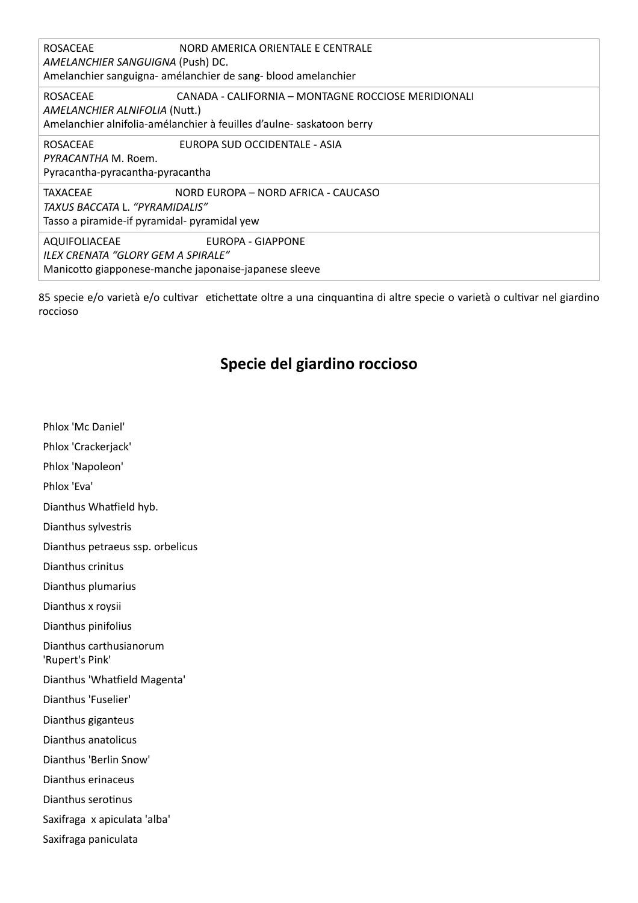| |
|---|
| ROSACEAE NORD AMERICA ORIENTALE E CENTRALE<br>*AMELANCHIER SANGUIGNA* (Push) DC.<br>Amelanchier sanguigna- amélanchier de sang- blood amelanchier |
| ROSACEAE CANADA - CALIFORNIA – MONTAGNE ROCCIOSE MERIDIONALI<br>*AMELANCHIER ALNIFOLIA* (Nutt.)<br>Amelanchier alnifolia-amélanchier à feuilles d'aulne- saskatoon berry |
| ROSACEAE EUROPA SUD OCCIDENTALE - ASIA<br>*PYRACANTHA* M. Roem.<br>Pyracantha-pyracantha-pyracantha |
| TAXACEAE NORD EUROPA – NORD AFRICA - CAUCASO<br>*TAXUS BACCATA* L. *"PYRAMIDALIS"*<br>Tasso a piramide-if pyramidal- pyramidal yew |
| AQUIFOLIACEAE EUROPA - GIAPPONE<br>*ILEX CRENATA "GLORY GEM A SPIRALE"*<br>Manicotto giapponese-manche japonaise-japanese sleeve |

85 specie e/o varietà e/o cultivar etichettate oltre a una cinquantina di altre specie o varietà o cultivar nel giardino roccioso

## Specie del giardino roccioso

Phlox 'Mc Daniel'

Phlox 'Crackerjack'

Phlox 'Napoleon'

Phlox 'Eva'

Dianthus Whatfield hyb.

Dianthus sylvestris

Dianthus petraeus ssp. orbelicus

Dianthus crinitus

Dianthus plumarius

Dianthus x roysii

Dianthus pinifolius

Dianthus carthusianorum 'Rupert's Pink'

Dianthus 'Whatfield Magenta'

Dianthus 'Fuselier'

Dianthus giganteus

Dianthus anatolicus

Dianthus 'Berlin Snow'

Dianthus erinaceus

Dianthus serotinus

Saxifraga x apiculata 'alba'

Saxifraga paniculata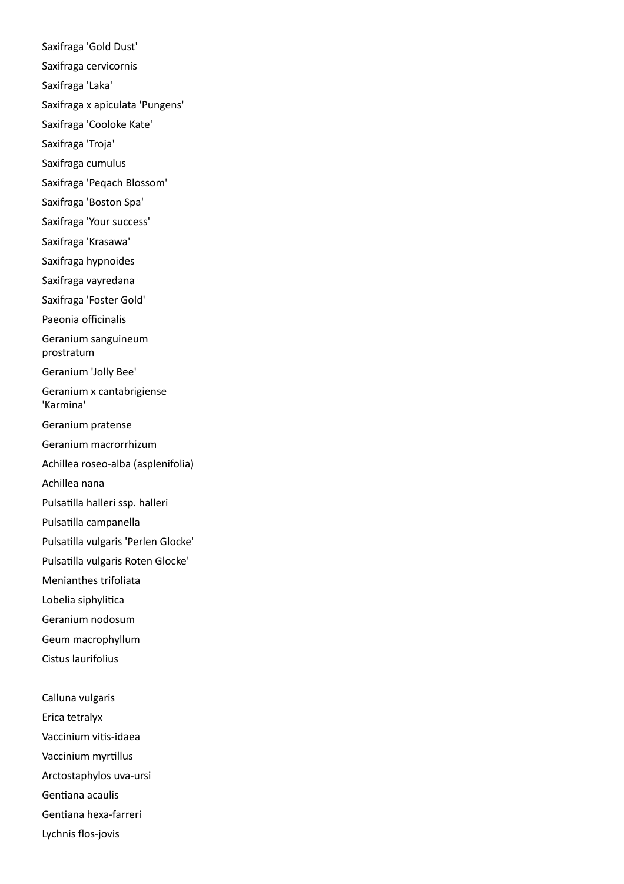Saxifraga 'Gold Dust'

Saxifraga cervicornis

Saxifraga 'Laka'

Saxifraga x apiculata 'Pungens'

Saxifraga 'Cooloke Kate'

Saxifraga 'Troja'

Saxifraga cumulus

Saxifraga 'Peqach Blossom'

Saxifraga 'Boston Spa'

Saxifraga 'Your success'

Saxifraga 'Krasawa'

Saxifraga hypnoides

Saxifraga vayredana

Saxifraga 'Foster Gold'

Paeonia officinalis

Geranium sanguineum prostratum

Geranium 'Jolly Bee'

Geranium x cantabrigiense 'Karmina'

Geranium pratense

Geranium macrorrhizum

Achillea roseo-alba (asplenifolia)

Achillea nana

Pulsatilla halleri ssp. halleri

Pulsatilla campanella

Pulsatilla vulgaris 'Perlen Glocke'

Pulsatilla vulgaris Roten Glocke'

Menianthes trifoliata

Lobelia siphylitica

Geranium nodosum

Geum macrophyllum

Cistus laurifolius

Calluna vulgaris

Erica tetralyx

Vaccinium vitis-idaea

Vaccinium myrtillus

Arctostaphylos uva-ursi

Gentiana acaulis

Gentiana hexa-farreri

Lychnis flos-jovis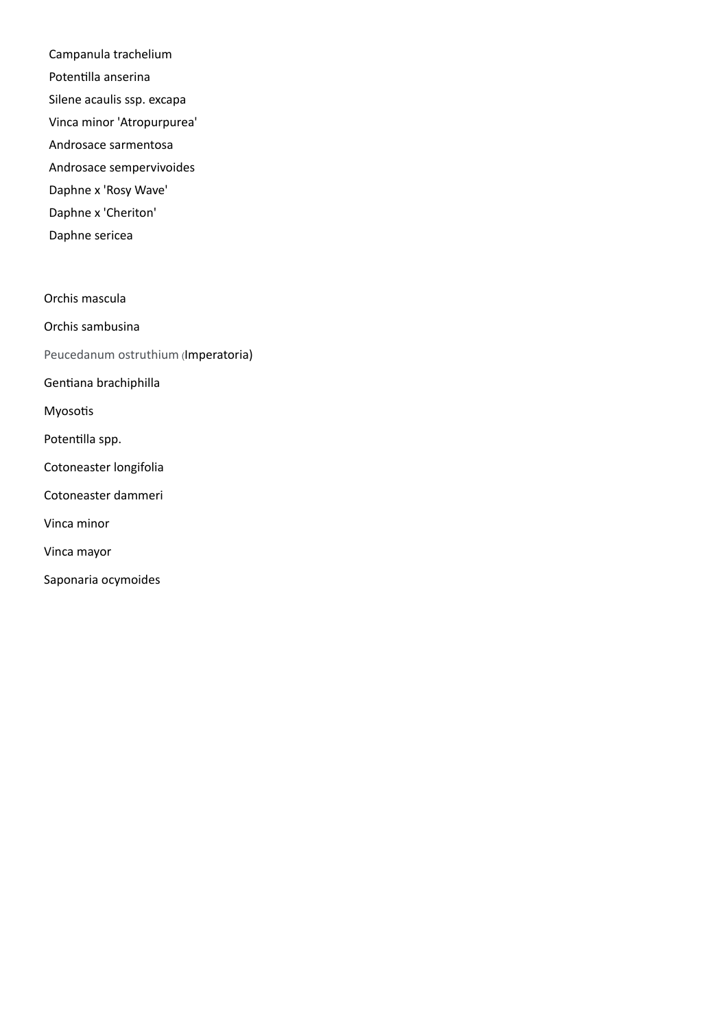Campanula trachelium

Potentilla anserina

Silene acaulis ssp. excapa

Vinca minor 'Atropurpurea'

Androsace sarmentosa

Androsace sempervivoides

Daphne x 'Rosy Wave'

Daphne x 'Cheriton'

Daphne sericea

Orchis mascula

Orchis sambusina

Peucedanum ostruthium (Imperatoria)

Gentiana brachiphilla

Myosotis

Potentilla spp.

Cotoneaster longifolia

Cotoneaster dammeri

Vinca minor

Vinca mayor

Saponaria ocymoides